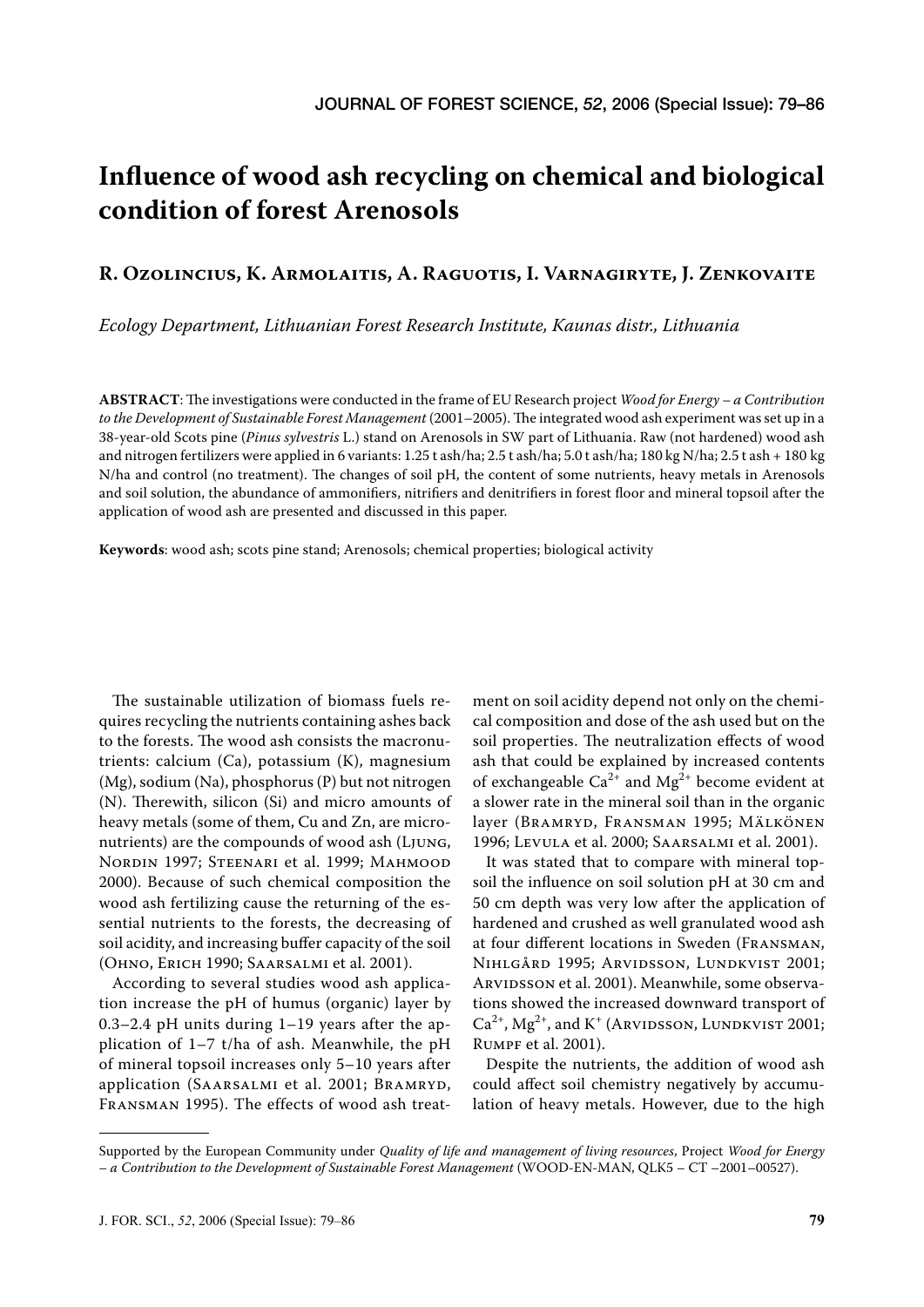# Influence of wood ash recycling on chemical and biological condition of forest Arenosols

**R. Ozolincius, K. Armolaitis, A. Raguotis, I. Varnagiryte, J. Zenkovaite**

*Ecology Department, Lithuanian Forest Research Institute, Kaunas distr., Lithuania*

**ABSTRACT**: The investigations were conducted in the frame of EU Research project *Wood for Energy – a Contribution to the Development of Sustainable Forest Management* (2001–2005). The integrated wood ash experiment was set up in a 38-year-old Scots pine (*Pinus sylvestris* L.) stand on Arenosols in SW part of Lithuania. Raw (not hardened) wood ash and nitrogen fertilizers were applied in 6 variants: 1.25 t ash/ha; 2.5 t ash/ha; 5.0 t ash/ha; 180 kg N/ha; 2.5 t ash + 180 kg N/ha and control (no treatment). The changes of soil pH, the content of some nutrients, heavy metals in Arenosols and soil solution, the abundance of ammonifiers, nitrifiers and denitrifiers in forest floor and mineral topsoil after the application of wood ash are presented and discussed in this paper.

**Keywords**: wood ash; scots pine stand; Arenosols; chemical properties; biological activity

The sustainable utilization of biomass fuels requires recycling the nutrients containing ashes back to the forests. The wood ash consists the macronutrients: calcium (Ca), potassium (K), magnesium (Mg), sodium (Na), phosphorus (P) but not nitrogen (N). Therewith, silicon (Si) and micro amounts of heavy metals (some of them, Cu and Zn, are micronutrients) are the compounds of wood ash (Ljung, Nordin 1997; Steenari et al. 1999; Mahmood 2000). Because of such chemical composition the wood ash fertilizing cause the returning of the essential nutrients to the forests, the decreasing of soil acidity, and increasing buffer capacity of the soil (Ohno, Erich 1990; Saarsalmi et al. 2001).

According to several studies wood ash application increase the pH of humus (organic) layer by 0.3–2.4 pH units during 1–19 years after the application of 1–7 t/ha of ash. Meanwhile, the pH of mineral topsoil increases only 5–10 years after application (Saarsalmi et al. 2001; Bramryd, Fransman 1995). The effects of wood ash treatment on soil acidity depend not only on the chemical composition and dose of the ash used but on the soil properties. The neutralization effects of wood ash that could be explained by increased contents of exchangeable $Ca^{2+}$ and $Mg^{2+}$ become evident at a slower rate in the mineral soil than in the organic layer (Bramryd, Fransman 1995; Mälkönen 1996; Levula et al. 2000; Saarsalmi et al. 2001).

It was stated that to compare with mineral topsoil the influence on soil solution pH at 30 cm and 50 cm depth was very low after the application of hardened and crushed as well granulated wood ash at four different locations in Sweden (Fransman, Nihlgård 1995; Arvidsson, Lundkvist 2001; Arvidsson et al. 2001). Meanwhile, some observations showed the increased downward transport of $Ca^{2+}$, $Mg^{2+}$, and $K^{+}$ (Arvidsson, Lundkvist 2001; Rumpf et al. 2001).

Despite the nutrients, the addition of wood ash could affect soil chemistry negatively by accumulation of heavy metals. However, due to the high

Supported by the European Community under *Quality of life and management of living resources*, Project *Wood for Energy – a Contribution to the Development of Sustainable Forest Management* (WOOD-EN-MAN, QLK5 – CT –2001–00527).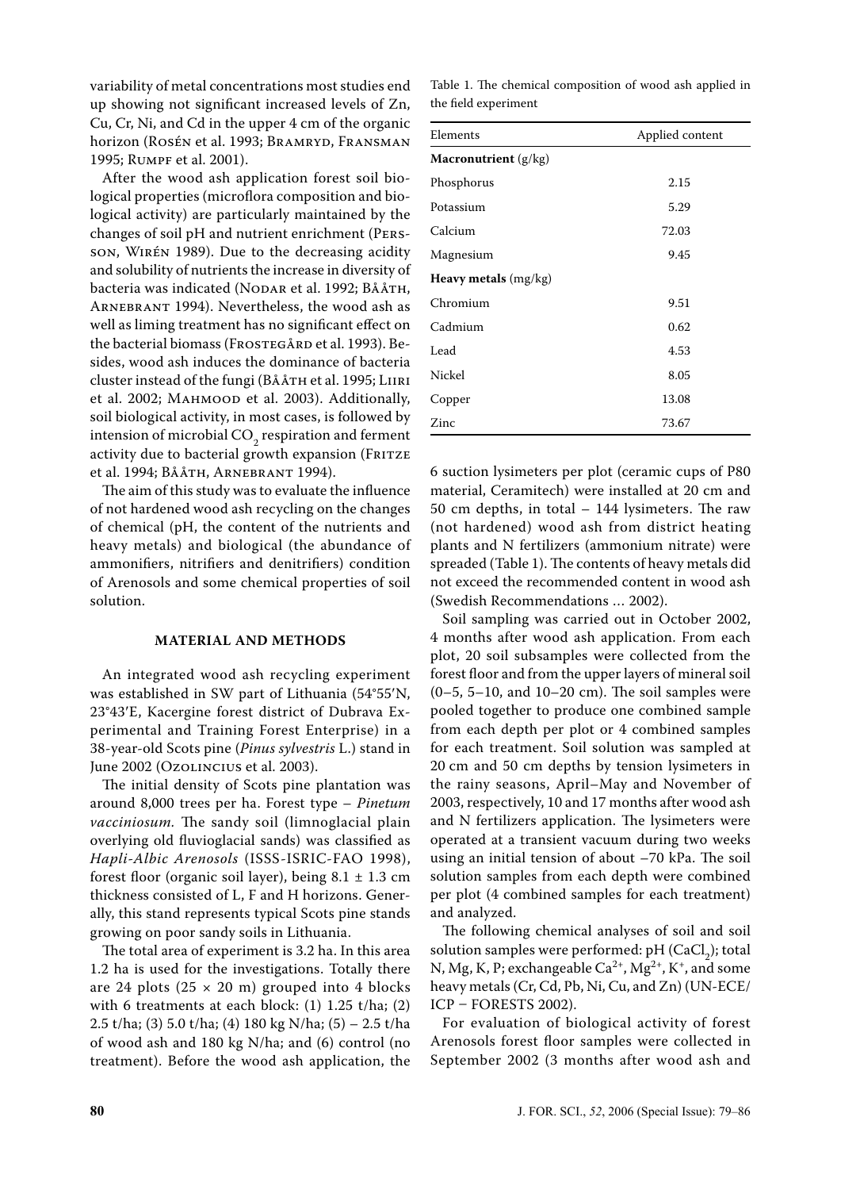variability of metal concentrations most studies end up showing not significant increased levels of Zn, Cu, Cr, Ni, and Cd in the upper 4 cm of the organic horizon (Rosén et al. 1993; Bramryd, Fransman 1995; Rumpf et al. 2001).

After the wood ash application forest soil biological properties (microflora composition and biological activity) are particularly maintained by the changes of soil pH and nutrient enrichment (Persson, Wirén 1989). Due to the decreasing acidity and solubility of nutrients the increase in diversity of bacteria was indicated (Nodar et al. 1992; Bååth, Arnebrant 1994). Nevertheless, the wood ash as well as liming treatment has no significant effect on the bacterial biomass (Frostegård et al. 1993). Besides, wood ash induces the dominance of bacteria cluster instead of the fungi (Bååth et al. 1995; Liiri et al. 2002; Mahmood et al. 2003). Additionally, soil biological activity, in most cases, is followed by intension of microbial $CO_2$ respiration and ferment activity due to bacterial growth expansion (Fritze et al. 1994; Bååth, Arnebrant 1994).

The aim of this study was to evaluate the influence of not hardened wood ash recycling on the changes of chemical (pH, the content of the nutrients and heavy metals) and biological (the abundance of ammonifiers, nitrifiers and denitrifiers) condition of Arenosols and some chemical properties of soil solution.

## MATERIAL AND METHODS

An integrated wood ash recycling experiment was established in SW part of Lithuania (54°55′N, 23°43′E, Kacergine forest district of Dubrava Experimental and Training Forest Enterprise) in a 38-year-old Scots pine (*Pinus sylvestris* L.) stand in June 2002 (Ozolincius et al. 2003).

The initial density of Scots pine plantation was around 8,000 trees per ha. Forest type – *Pinetum vacciniosum.* The sandy soil (limnoglacial plain overlying old fluvioglacial sands) was classified as *Hapli-Albic Arenosols* (ISSS-ISRIC-FAO 1998), forest floor (organic soil layer), being 8.1 ± 1.3 cm thickness consisted of L, F and H horizons. Generally, this stand represents typical Scots pine stands growing on poor sandy soils in Lithuania.

The total area of experiment is 3.2 ha. In this area 1.2 ha is used for the investigations. Totally there are 24 plots (25 × 20 m) grouped into 4 blocks with 6 treatments at each block: (1) 1.25 t/ha; (2) 2.5 t/ha; (3) 5.0 t/ha; (4) 180 kg N/ha; (5) – 2.5 t/ha of wood ash and 180 kg N/ha; and (6) control (no treatment). Before the wood ash application, the 6 suction lysimeters per plot (ceramic cups of P80 material, Ceramitech) were installed at 20 cm and 50 cm depths, in total – 144 lysimeters. The raw (not hardened) wood ash from district heating plants and N fertilizers (ammonium nitrate) were spreaded (Table 1). The contents of heavy metals did not exceed the recommended content in wood ash (Swedish Recommendations … 2002).

Table 1. The chemical composition of wood ash applied in the field experiment

| Elements | Applied content |
|---|---|
| **Macronutrient** (g/kg) | |
| Phosphorus | 2.15 |
| Potassium | 5.29 |
| Calcium | 72.03 |
| Magnesium | 9.45 |
| **Heavy metals** (mg/kg) | |
| Chromium | 9.51 |
| Cadmium | 0.62 |
| Lead | 4.53 |
| Nickel | 8.05 |
| Copper | 13.08 |
| Zinc | 73.67 |

Soil sampling was carried out in October 2002, 4 months after wood ash application. From each plot, 20 soil subsamples were collected from the forest floor and from the upper layers of mineral soil (0–5, 5–10, and 10–20 cm). The soil samples were pooled together to produce one combined sample from each depth per plot or 4 combined samples for each treatment. Soil solution was sampled at 20 cm and 50 cm depths by tension lysimeters in the rainy seasons, April–May and November of 2003, respectively, 10 and 17 months after wood ash and N fertilizers application. The lysimeters were operated at a transient vacuum during two weeks using an initial tension of about –70 kPa. The soil solution samples from each depth were combined per plot (4 combined samples for each treatment) and analyzed.

The following chemical analyses of soil and soil solution samples were performed: pH ($CaCl_2$); total N, Mg, K, P; exchangeable $Ca^{2+}$, $Mg^{2+}$, $K^{+}$, and some heavy metals (Cr, Cd, Pb, Ni, Cu, and Zn) (UN-ECE/ICP – FORESTS 2002).

For evaluation of biological activity of forest Arenosols forest floor samples were collected in September 2002 (3 months after wood ash and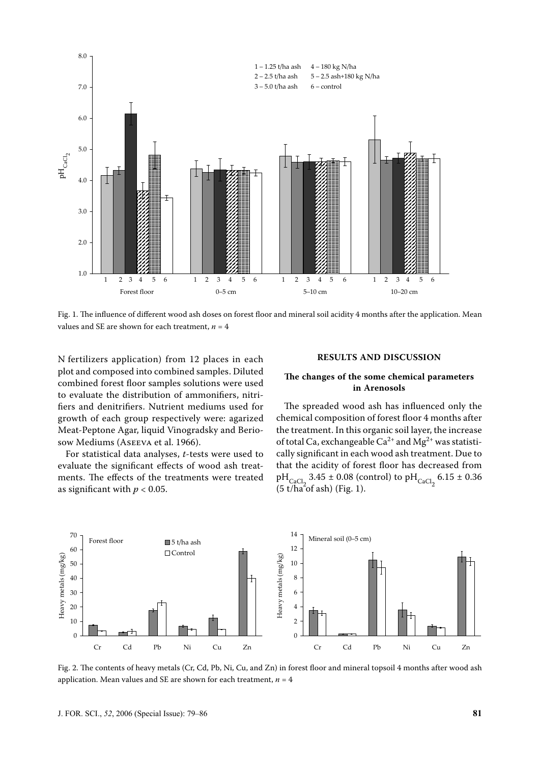Fig. 1. The influence of different wood ash doses on forest floor and mineral soil acidity 4 months after the application. Mean values and SE are shown for each treatment, $n = 4$

N fertilizers application) from 12 places in each plot and composed into combined samples. Diluted combined forest floor samples solutions were used to evaluate the distribution of ammonifiers, nitrifiers and denitrifiers. Nutrient mediums used for growth of each group respectively were: agarized Meat-Peptone Agar, liquid Vinogradsky and Beriosow Mediums (Aseeva et al. 1966).

For statistical data analyses, *t*-tests were used to evaluate the significant effects of wood ash treatments. The effects of the treatments were treated as significant with $p < 0.05$.

## RESULTS AND DISCUSSION

### The changes of the some chemical parameters in Arenosols

The spreaded wood ash has influenced only the chemical composition of forest floor 4 months after the treatment. In this organic soil layer, the increase of total Ca, exchangeable $Ca^{2+}$ and $Mg^{2+}$ was statistically significant in each wood ash treatment. Due to that the acidity of forest floor has decreased from $pH_{CaCl_2}$ 3.45 ± 0.08 (control) to $pH_{CaCl_2}$ 6.15 ± 0.36 (5 t/ha of ash) (Fig. 1).

Fig. 2. The contents of heavy metals (Cr, Cd, Pb, Ni, Cu, and Zn) in forest floor and mineral topsoil 4 months after wood ash application. Mean values and SE are shown for each treatment, $n = 4$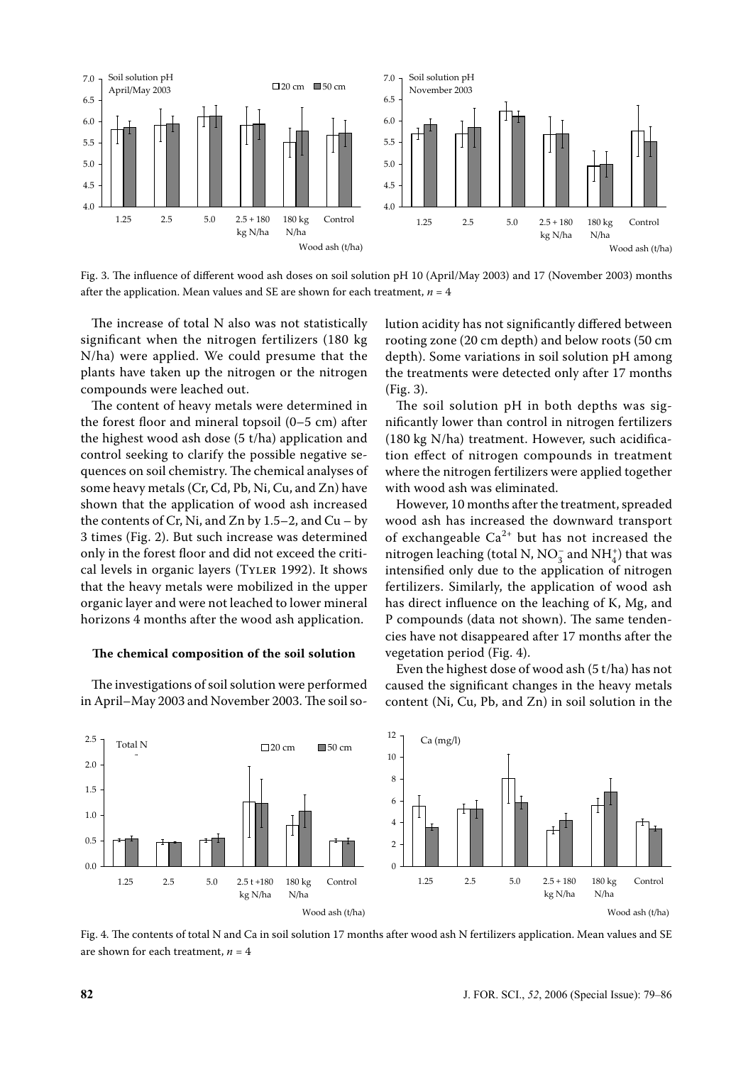Fig. 3. The influence of different wood ash doses on soil solution pH 10 (April/May 2003) and 17 (November 2003) months after the application. Mean values and SE are shown for each treatment, $n = 4$

The increase of total N also was not statistically significant when the nitrogen fertilizers (180 kg N/ha) were applied. We could presume that the plants have taken up the nitrogen or the nitrogen compounds were leached out.

The content of heavy metals were determined in the forest floor and mineral topsoil (0–5 cm) after the highest wood ash dose (5 t/ha) application and control seeking to clarify the possible negative sequences on soil chemistry. The chemical analyses of some heavy metals (Cr, Cd, Pb, Ni, Cu, and Zn) have shown that the application of wood ash increased the contents of Cr, Ni, and Zn by 1.5–2, and Cu – by 3 times (Fig. 2). But such increase was determined only in the forest floor and did not exceed the critical levels in organic layers (Tyler 1992). It shows that the heavy metals were mobilized in the upper organic layer and were not leached to lower mineral horizons 4 months after the wood ash application.

### The chemical composition of the soil solution

The investigations of soil solution were performed in April–May 2003 and November 2003. The soil solution acidity has not significantly differed between rooting zone (20 cm depth) and below roots (50 cm depth). Some variations in soil solution pH among the treatments were detected only after 17 months (Fig. 3).

The soil solution pH in both depths was significantly lower than control in nitrogen fertilizers (180 kg N/ha) treatment. However, such acidification effect of nitrogen compounds in treatment where the nitrogen fertilizers were applied together with wood ash was eliminated.

However, 10 months after the treatment, spreaded wood ash has increased the downward transport of exchangeable $Ca^{2+}$ but has not increased the nitrogen leaching (total N, $NO_3^-$ and $NH_4^+$) that was intensified only due to the application of nitrogen fertilizers. Similarly, the application of wood ash has direct influence on the leaching of K, Mg, and P compounds (data not shown). The same tendencies have not disappeared after 17 months after the vegetation period (Fig. 4).

Even the highest dose of wood ash (5 t/ha) has not caused the significant changes in the heavy metals content (Ni, Cu, Pb, and Zn) in soil solution in the

Fig. 4. The contents of total N and Ca in soil solution 17 months after wood ash N fertilizers application. Mean values and SE are shown for each treatment, $n = 4$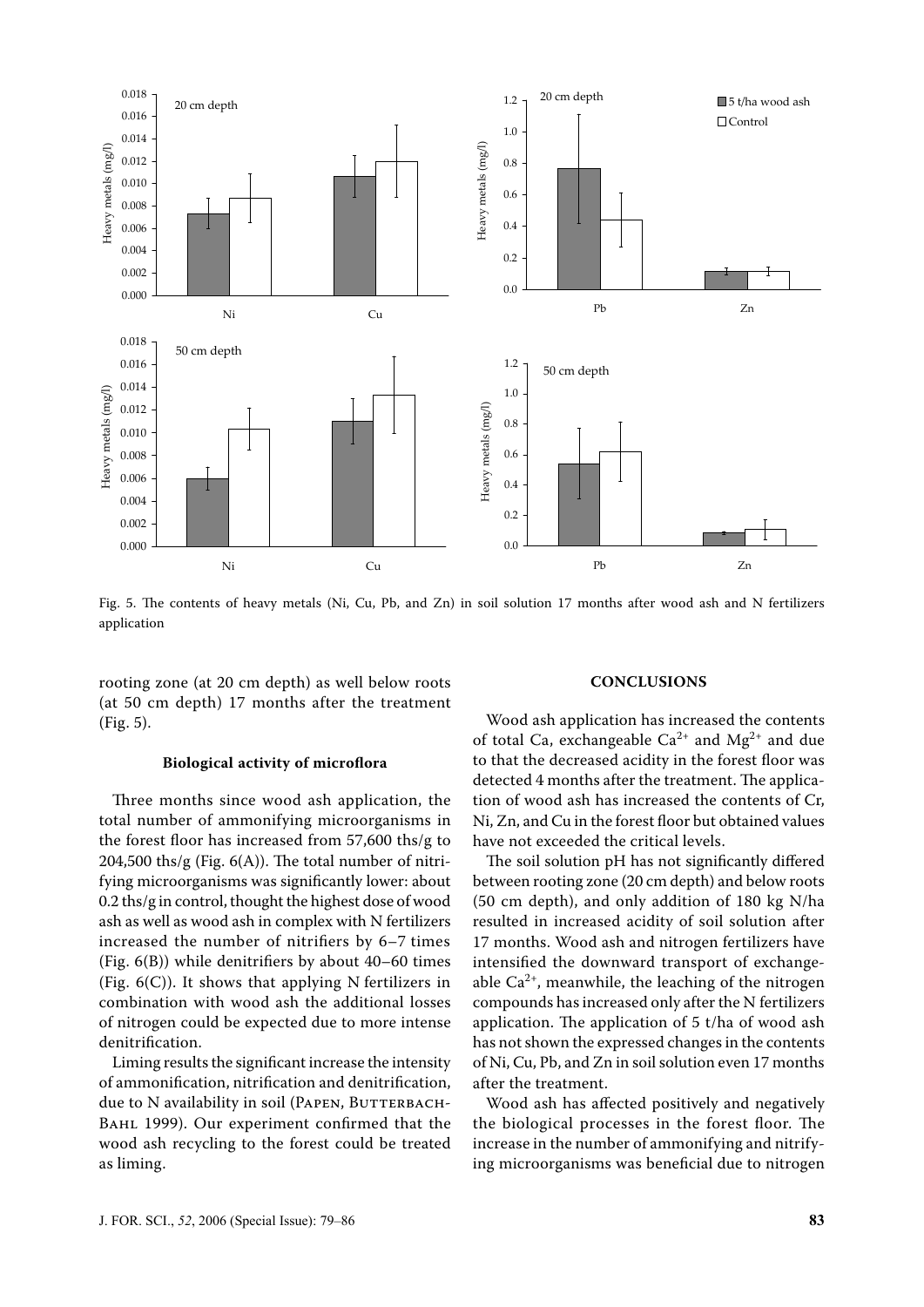Fig. 5. The contents of heavy metals (Ni, Cu, Pb, and Zn) in soil solution 17 months after wood ash and N fertilizers application

rooting zone (at 20 cm depth) as well below roots (at 50 cm depth) 17 months after the treatment (Fig. 5).

### Biological activity of microflora

Three months since wood ash application, the total number of ammonifying microorganisms in the forest floor has increased from 57,600 ths/g to 204,500 ths/g (Fig. 6(A)). The total number of nitrifying microorganisms was significantly lower: about 0.2 ths/g in control, thought the highest dose of wood ash as well as wood ash in complex with N fertilizers increased the number of nitrifiers by 6–7 times (Fig. 6(B)) while denitrifiers by about 40–60 times (Fig. 6(C)). It shows that applying N fertilizers in combination with wood ash the additional losses of nitrogen could be expected due to more intense denitrification.

Liming results the significant increase the intensity of ammonification, nitrification and denitrification, due to N availability in soil (Papen, Butterbach-Bahl 1999). Our experiment confirmed that the wood ash recycling to the forest could be treated as liming.

## CONCLUSIONS

Wood ash application has increased the contents of total Ca, exchangeable $Ca^{2+}$ and $Mg^{2+}$ and due to that the decreased acidity in the forest floor was detected 4 months after the treatment. The application of wood ash has increased the contents of Cr, Ni, Zn, and Cu in the forest floor but obtained values have not exceeded the critical levels.

The soil solution pH has not significantly differed between rooting zone (20 cm depth) and below roots (50 cm depth), and only addition of 180 kg N/ha resulted in increased acidity of soil solution after 17 months. Wood ash and nitrogen fertilizers have intensified the downward transport of exchangeable $Ca^{2+}$, meanwhile, the leaching of the nitrogen compounds has increased only after the N fertilizers application. The application of 5 t/ha of wood ash has not shown the expressed changes in the contents of Ni, Cu, Pb, and Zn in soil solution even 17 months after the treatment.

Wood ash has affected positively and negatively the biological processes in the forest floor. The increase in the number of ammonifying and nitrifying microorganisms was beneficial due to nitrogen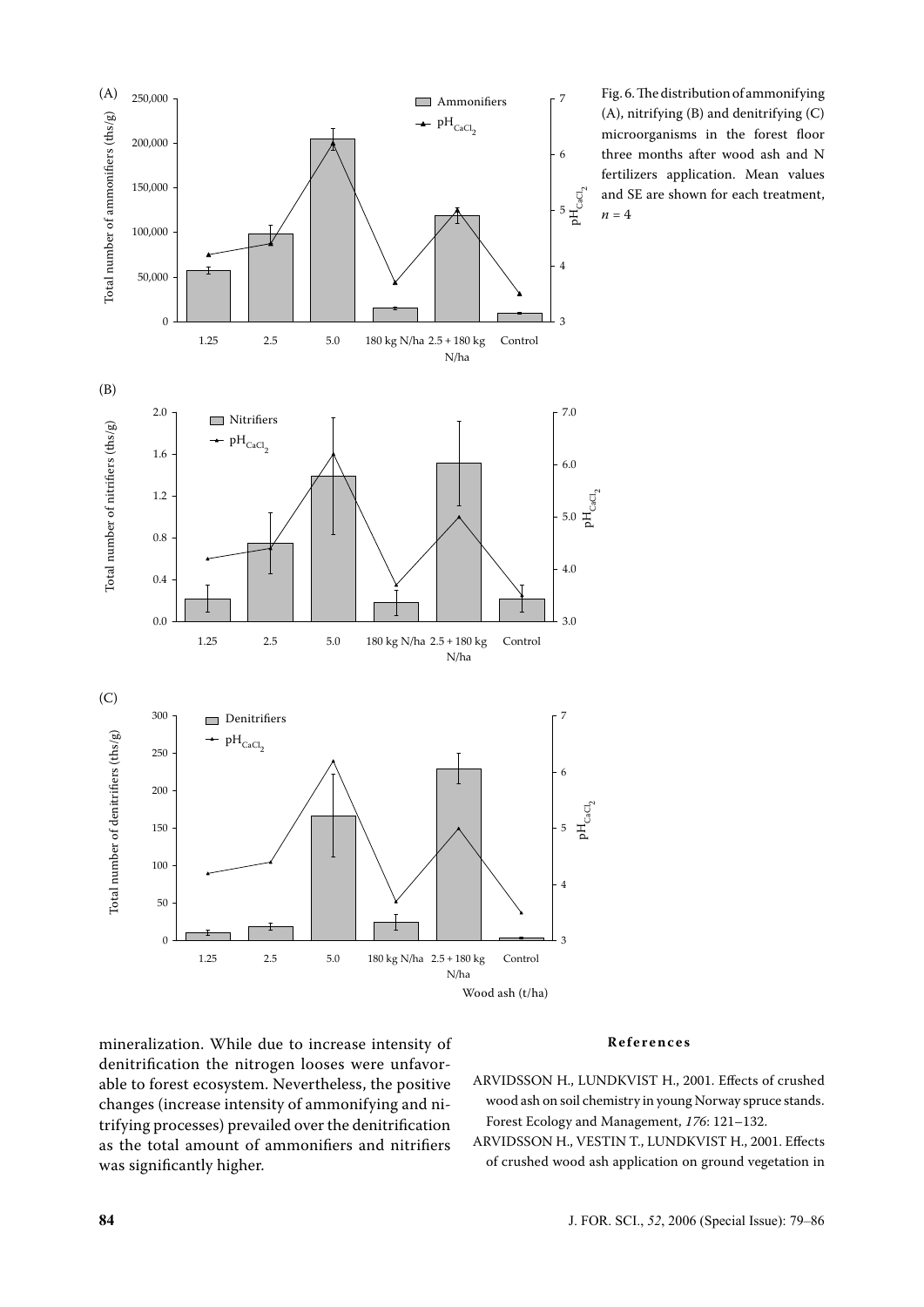Fig. 6. The distribution of ammonifying (A), nitrifying (B) and denitrifying (C) microorganisms in the forest floor three months after wood ash and N fertilizers application. Mean values and SE are shown for each treatment, $n = 4$

mineralization. While due to increase intensity of denitrification the nitrogen looses were unfavorable to forest ecosystem. Nevertheless, the positive changes (increase intensity of ammonifying and nitrifying processes) prevailed over the denitrification as the total amount of ammonifiers and nitrifiers was significantly higher.

## References

ARVIDSSON H., LUNDKVIST H., 2001. Effects of crushed wood ash on soil chemistry in young Norway spruce stands. Forest Ecology and Management, *176*: 121–132.

ARVIDSSON H., VESTIN T., LUNDKVIST H., 2001. Effects of crushed wood ash application on ground vegetation in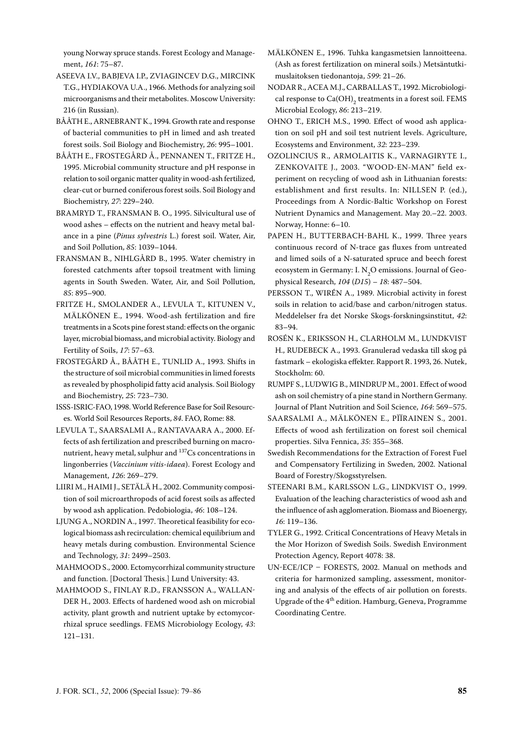young Norway spruce stands. Forest Ecology and Management, *161*: 75–87.

ASEEVA I.V., BABJEVA I.P., ZVIAGINCEV D.G., MIRCINK T.G., HYDIAKOVA U.A., 1966. Methods for analyzing soil microorganisms and their metabolites. Moscow University: 216 (in Russian).

BÅÅTH E., ARNEBRANT K., 1994. Growth rate and response of bacterial communities to pH in limed and ash treated forest soils. Soil Biology and Biochemistry, *26*: 995–1001.

BÅÅTH E., FROSTEGÅRD Å., PENNANEN T., FRITZE H., 1995. Microbial community structure and pH response in relation to soil organic matter quality in wood-ash fertilized, clear-cut or burned coniferous forest soils. Soil Biology and Biochemistry, *27*: 229–240.

BRAMRYD T., FRANSMAN B. O., 1995. Silvicultural use of wood ashes – effects on the nutrient and heavy metal balance in a pine (*Pinus sylvestris* L.) forest soil. Water, Air, and Soil Pollution, *85*: 1039–1044.

FRANSMAN B., NIHLGÅRD B., 1995. Water chemistry in forested catchments after topsoil treatment with liming agents in South Sweden. Water, Air, and Soil Pollution, *85*: 895–900.

FRITZE H., SMOLANDER A., LEVULA T., KITUNEN V., MÄLKÖNEN E., 1994. Wood-ash fertilization and fire treatments in a Scots pine forest stand: effects on the organic layer, microbial biomass, and microbial activity. Biology and Fertility of Soils, *17*: 57–63.

FROSTEGÅRD Å., BÅÅTH E., TUNLID A., 1993. Shifts in the structure of soil microbial communities in limed forests as revealed by phospholipid fatty acid analysis. Soil Biology and Biochemistry, *25*: 723–730.

ISSS-ISRIC-FAO, 1998. World Reference Base for Soil Resources. World Soil Resources Reports, *84*. FAO, Rome: 88.

LEVULA T., SAARSALMI A., RANTAVAARA A., 2000. Effects of ash fertilization and prescribed burning on macronutrient, heavy metal, sulphur and $^{137}$Cs concentrations in lingonberries (*Vaccinium vitis-idaea*). Forest Ecology and Management, *126*: 269–279.

LIIRI M., HAIMI J., SETÄLÄ H., 2002. Community composition of soil microarthropods of acid forest soils as affected by wood ash application. Pedobiologia, *46*: 108–124.

LJUNG A., NORDIN A., 1997. Theoretical feasibility for ecological biomass ash recirculation: chemical equilibrium and heavy metals during combustion. Environmental Science and Technology, *31*: 2499–2503.

MAHMOOD S., 2000. Ectomycorrhizal community structure and function. [Doctoral Thesis.] Lund University: 43.

MAHMOOD S., FINLAY R.D., FRANSSON A., WALLANDER H., 2003. Effects of hardened wood ash on microbial activity, plant growth and nutrient uptake by ectomycorrhizal spruce seedlings. FEMS Microbiology Ecology, *43*: 121–131.

MÄLKÖNEN E., 1996. Tuhka kangasmetsien lannoitteena. (Ash as forest fertilization on mineral soils.) Metsäntutkimuslaitoksen tiedonantoja, *599*: 21–26.

NODAR R., ACEA M.J., CARBALLAS T., 1992. Microbiological response to $Ca(OH)_2$ treatments in a forest soil. FEMS Microbial Ecology, *86*: 213–219.

OHNO T., ERICH M.S., 1990. Effect of wood ash application on soil pH and soil test nutrient levels. Agriculture, Ecosystems and Environment, *32*: 223–239.

OZOLINCIUS R., ARMOLAITIS K., VARNAGIRYTE I., ZENKOVAITE J., 2003. "WOOD-EN-MAN" field experiment on recycling of wood ash in Lithuanian forests: establishment and first results. In: NILLSEN P. (ed.), Proceedings from A Nordic-Baltic Workshop on Forest Nutrient Dynamics and Management. May 20.–22. 2003. Norway, Honne: 6–10.

PAPEN H., BUTTERBACH-BAHL K., 1999. Three years continuous record of N-trace gas fluxes from untreated and limed soils of a N-saturated spruce and beech forest ecosystem in Germany: I. $N_2O$ emissions. Journal of Geophysical Research, *104* (*D15*) – *18*: 487–504.

PERSSON T., WIRÉN A., 1989. Microbial activity in forest soils in relation to acid/base and carbon/nitrogen status. Meddelelser fra det Norske Skogs-forskningsinstitut, *42*: 83–94.

ROSÉN K., ERIKSSON H., CLARHOLM M., LUNDKVIST H., RUDEBECK A., 1993. Granulerad vedaska till skog på fastmark – ekologiska effekter. Rapport R. 1993, 26. Nutek, Stockholm: 60.

RUMPF S., LUDWIG B., MINDRUP M., 2001. Effect of wood ash on soil chemistry of a pine stand in Northern Germany. Journal of Plant Nutrition and Soil Science, *164*: 569–575.

SAARSALMI A., MÄLKÖNEN E., PIIRAINEN S., 2001. Effects of wood ash fertilization on forest soil chemical properties. Silva Fennica, *35*: 355–368.

Swedish Recommendations for the Extraction of Forest Fuel and Compensatory Fertilizing in Sweden, 2002. National Board of Forestry/Skogsstyrelsen.

STEENARI B.M., KARLSSON L.G., LINDKVIST O., 1999. Evaluation of the leaching characteristics of wood ash and the influence of ash agglomeration. Biomass and Bioenergy, *16*: 119–136.

TYLER G., 1992. Critical Concentrations of Heavy Metals in the Mor Horizon of Swedish Soils. Swedish Environment Protection Agency, Report 4078: 38.

UN-ECE/ICP – FORESTS, 2002. Manual on methods and criteria for harmonized sampling, assessment, monitoring and analysis of the effects of air pollution on forests. Upgrade of the 4th edition. Hamburg, Geneva, Programme Coordinating Centre.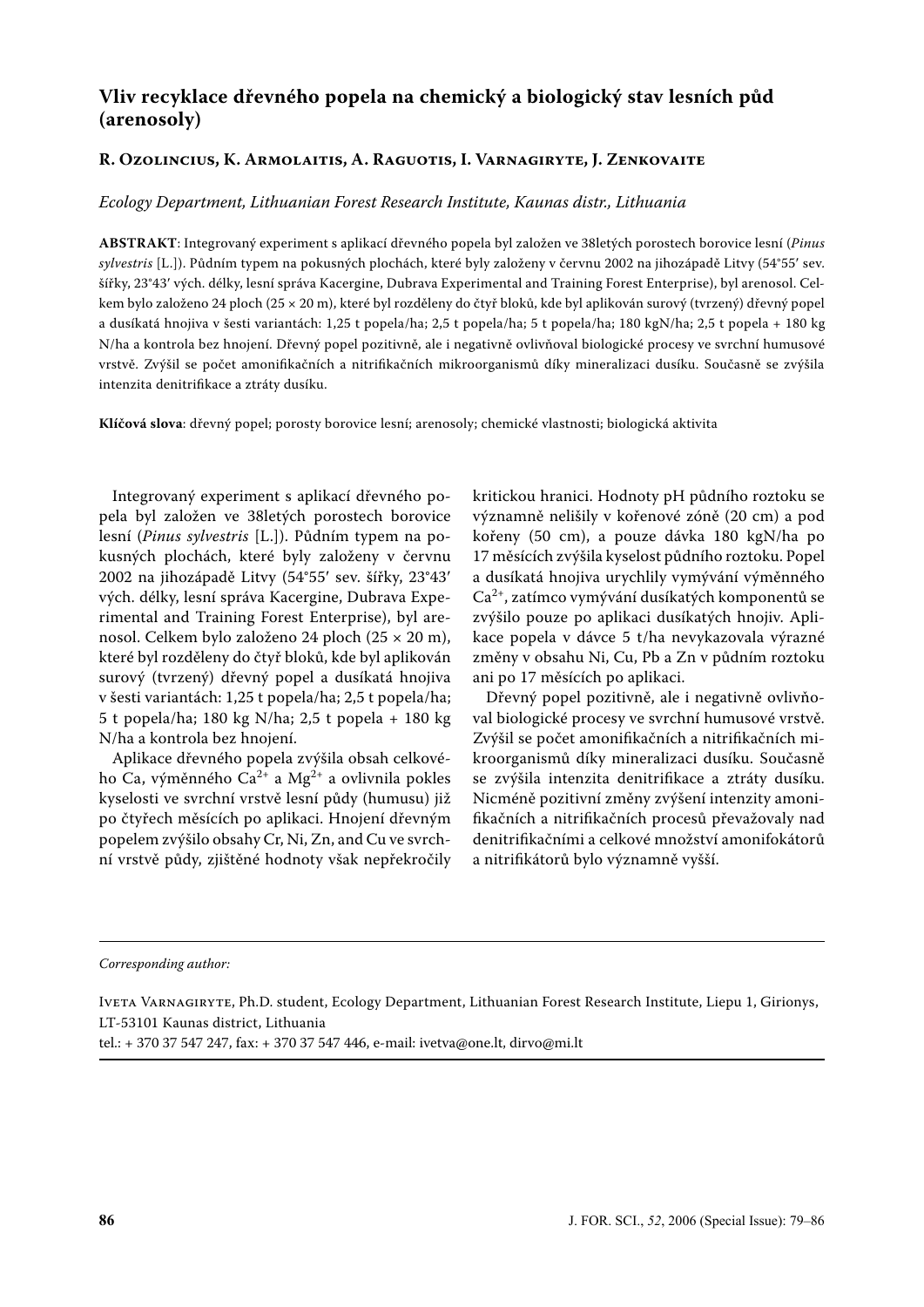## Vliv recyklace dřevného popela na chemický a biologický stav lesních půd (arenosoly)

**R. Ozolincius, K. Armolaitis, A. Raguotis, I. Varnagiryte, J. Zenkovaite**

*Ecology Department, Lithuanian Forest Research Institute, Kaunas distr., Lithuania*

**ABSTRAKT**: Integrovaný experiment s aplikací dřevného popela byl založen ve 38letých porostech borovice lesní (*Pinus sylvestris* [L.]). Půdním typem na pokusných plochách, které byly založeny v červnu 2002 na jihozápadě Litvy (54°55′ sev. šířky, 23°43′ vých. délky, lesní správa Kacergine, Dubrava Experimental and Training Forest Enterprise), byl arenosol. Celkem bylo založeno 24 ploch (25 × 20 m), které byl rozděleny do čtyř bloků, kde byl aplikován surový (tvrzený) dřevný popel a dusíkatá hnojiva v šesti variantách: 1,25 t popela/ha; 2,5 t popela/ha; 5 t popela/ha; 180 kgN/ha; 2,5 t popela + 180 kg N/ha a kontrola bez hnojení. Dřevný popel pozitivně, ale i negativně ovlivňoval biologické procesy ve svrchní humusové vrstvě. Zvýšil se počet amonifikačních a nitrifikačních mikroorganismů díky mineralizaci dusíku. Současně se zvýšila intenzita denitrifikace a ztráty dusíku.

**Klíčová slova**: dřevný popel; porosty borovice lesní; arenosoly; chemické vlastnosti; biologická aktivita

Integrovaný experiment s aplikací dřevného popela byl založen ve 38letých porostech borovice lesní (*Pinus sylvestris* [L.]). Půdním typem na pokusných plochách, které byly založeny v červnu 2002 na jihozápadě Litvy (54°55′ sev. šířky, 23°43′ vých. délky, lesní správa Kacergine, Dubrava Experimental and Training Forest Enterprise), byl arenosol. Celkem bylo založeno 24 ploch (25 × 20 m), které byl rozděleny do čtyř bloků, kde byl aplikován surový (tvrzený) dřevný popel a dusíkatá hnojiva v šesti variantách: 1,25 t popela/ha; 2,5 t popela/ha; 5 t popela/ha; 180 kg N/ha; 2,5 t popela + 180 kg N/ha a kontrola bez hnojení.

Aplikace dřevného popela zvýšila obsah celkového Ca, výměnného $Ca^{2+}$ a $Mg^{2+}$ a ovlivnila pokles kyselosti ve svrchní vrstvě lesní půdy (humusu) již po čtyřech měsících po aplikaci. Hnojení dřevným popelem zvýšilo obsahy Cr, Ni, Zn, and Cu ve svrchní vrstvě půdy, zjištěné hodnoty však nepřekročily kritickou hranici. Hodnoty pH půdního roztoku se významně nelišily v kořenové zóně (20 cm) a pod kořeny (50 cm), a pouze dávka 180 kgN/ha po 17 měsících zvýšila kyselost půdního roztoku. Popel a dusíkatá hnojiva urychlily vymývání výměnného $Ca^{2+}$, zatímco vymývání dusíkatých komponentů se zvýšilo pouze po aplikaci dusíkatých hnojiv. Aplikace popela v dávce 5 t/ha nevykazovala výrazné změny v obsahu Ni, Cu, Pb a Zn v půdním roztoku ani po 17 měsících po aplikaci.

Dřevný popel pozitivně, ale i negativně ovlivňoval biologické procesy ve svrchní humusové vrstvě. Zvýšil se počet amonifikačních a nitrifikačních mikroorganismů díky mineralizaci dusíku. Současně se zvýšila intenzita denitrifikace a ztráty dusíku. Nicméně pozitivní změny zvýšení intenzity amonifikačních a nitrifikačních procesů převažovaly nad denitrifikačními a celkové množství amonifokátorů a nitrifikátorů bylo významně vyšší.

*Corresponding author:*

Iveta Varnagiryte, Ph.D. student, Ecology Department, Lithuanian Forest Research Institute, Liepu 1, Girionys, LT-53101 Kaunas district, Lithuania
tel.: + 370 37 547 247, fax: + 370 37 547 446, e-mail: ivetva@one.lt, dirvo@mi.lt